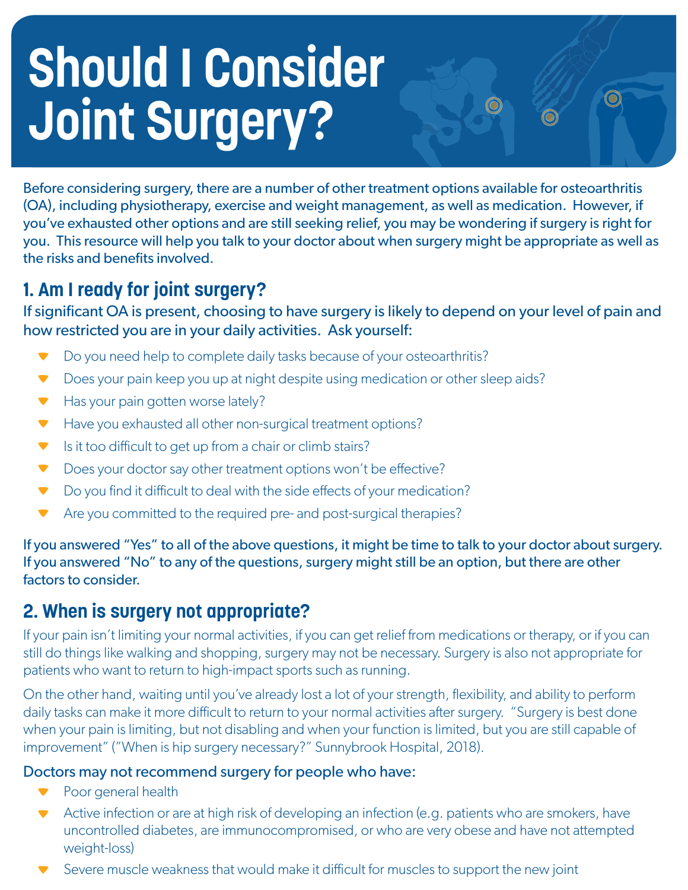# Should I Consider Joint Surgery?

Before considering surgery, there are a number of other treatment options available for osteoarthritis (OA), including physiotherapy, exercise and weight management, as well as medication. However, if you've exhausted other options and are still seeking relief, you may be wondering if surgery is right for you. This resource will help you talk to your doctor about when surgery might be appropriate as well as the risks and benefits involved.

## 1. Am I ready for joint surgery?

If significant OA is present, choosing to have surgery is likely to depend on your level of pain and how restricted you are in your daily activities. Ask yourself:

- Do you need help to complete daily tasks because of your osteoarthritis?
- Does your pain keep you up at night despite using medication or other sleep aids?
- Has your pain gotten worse lately?
- Have you exhausted all other non-surgical treatment options?
- Is it too difficult to get up from a chair or climb stairs?
- Does your doctor say other treatment options won't be effective?
- Do you find it difficult to deal with the side effects of your medication?
- Are you committed to the required pre- and post-surgical therapies?

If you answered "Yes" to all of the above questions, it might be time to talk to your doctor about surgery. If you answered "No" to any of the questions, surgery might still be an option, but there are other factors to consider.

## 2. When is surgery not appropriate?

If your pain isn't limiting your normal activities, if you can get relief from medications or therapy, or if you can still do things like walking and shopping, surgery may not be necessary. Surgery is also not appropriate for patients who want to return to high-impact sports such as running.

On the other hand, waiting until you've already lost a lot of your strength, flexibility, and ability to perform daily tasks can make it more difficult to return to your normal activities after surgery. "Surgery is best done when your pain is limiting, but not disabling and when your function is limited, but you are still capable of improvement" ("When is hip surgery necessary?" Sunnybrook Hospital, 2018).

Doctors may not recommend surgery for people who have:

- Poor general health
- Active infection or are at high risk of developing an infection (e.g. patients who are smokers, have uncontrolled diabetes, are immunocompromised, or who are very obese and have not attempted weight-loss)
- Severe muscle weakness that would make it difficult for muscles to support the new joint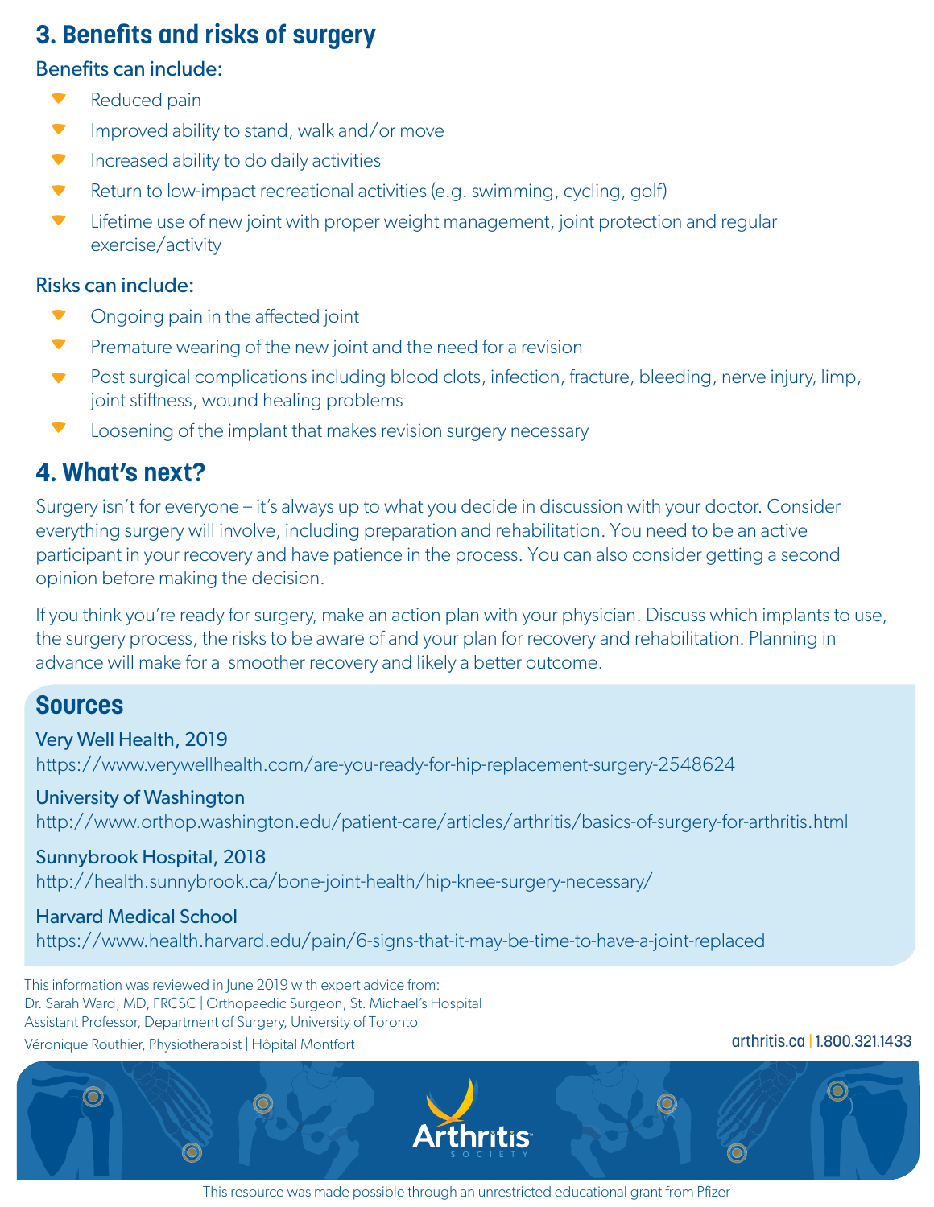## 3. Benefits and risks of surgery

### Benefits can include:

- Reduced pain
- Improved ability to stand, walk and/or move
- Increased ability to do daily activities
- Return to low-impact recreational activities (e.g. swimming, cycling, golf)
- Lifetime use of new joint with proper weight management, joint protection and regular exercise/activity

### Risks can include:

- Ongoing pain in the affected joint
- Premature wearing of the new joint and the need for a revision
- Post surgical complications including blood clots, infection, fracture, bleeding, nerve injury, limp, joint stiffness, wound healing problems
- Loosening of the implant that makes revision surgery necessary

## 4. What's next?

Surgery isn't for everyone – it's always up to what you decide in discussion with your doctor. Consider everything surgery will involve, including preparation and rehabilitation. You need to be an active participant in your recovery and have patience in the process. You can also consider getting a second opinion before making the decision.

If you think you're ready for surgery, make an action plan with your physician. Discuss which implants to use, the surgery process, the risks to be aware of and your plan for recovery and rehabilitation. Planning in advance will make for a smoother recovery and likely a better outcome.

## Sources

**Very Well Health, 2019**
https://www.verywellhealth.com/are-you-ready-for-hip-replacement-surgery-2548624

**University of Washington**
http://www.orthop.washington.edu/patient-care/articles/arthritis/basics-of-surgery-for-arthritis.html

**Sunnybrook Hospital, 2018**
http://health.sunnybrook.ca/bone-joint-health/hip-knee-surgery-necessary/

**Harvard Medical School**
https://www.health.harvard.edu/pain/6-signs-that-it-may-be-time-to-have-a-joint-replaced

This information was reviewed in June 2019 with expert advice from:
Dr. Sarah Ward, MD, FRCSC | Orthopaedic Surgeon, St. Michael's Hospital
Assistant Professor, Department of Surgery, University of Toronto
Véronique Routhier, Physiotherapist | Hôpital Montfort

arthritis.ca | 1.800.321.1433

Arthritis Society

This resource was made possible through an unrestricted educational grant from Pfizer